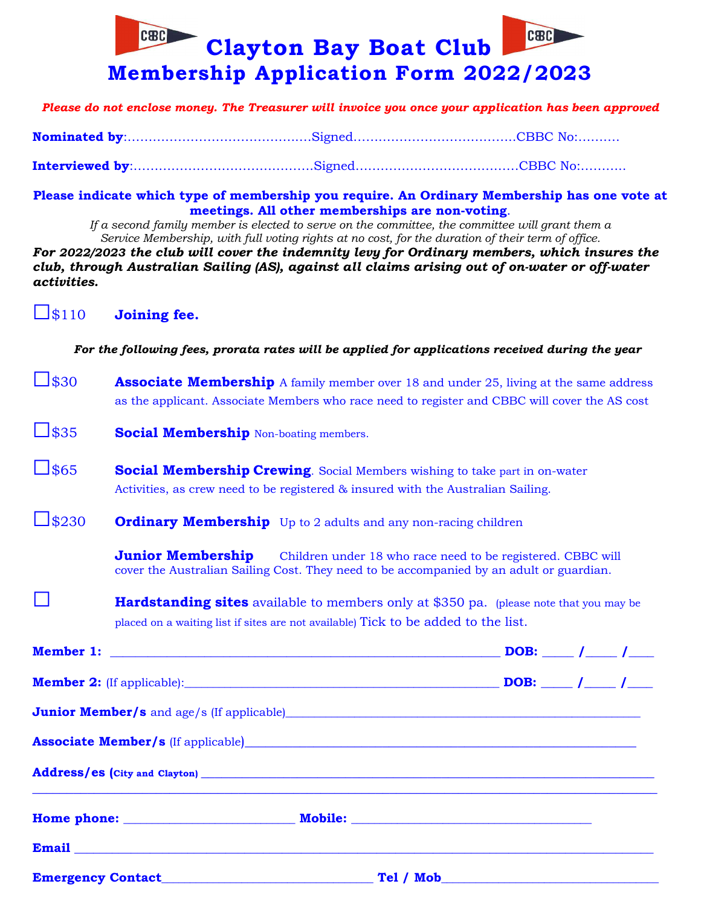# Clayton Bay Boat Club

## Membership Application Form 2022/2023

*Please do not enclose money. The Treasurer will invoice you once your application has been approved*

**Nominated by**:……………………………………Signed………………………………CBBC No:……….

**Interviewed by**:……………………………………Signed………………………………CBBC No:……….

**Please indicate which type of membership you require. An Ordinary Membership has one vote at meetings. All other memberships are non-voting**.

*If a second family member is elected to serve on the committee, the committee will grant them a Service Membership, with full voting rights at no cost, for the duration of their term of office.*

***For 2022/2023 the club will cover the indemnity levy for Ordinary members, which insures the club, through Australian Sailing (AS), against all claims arising out of on-water or off-water activities.***

☐$110 **Joining fee.**

***For the following fees, prorata rates will be applied for applications received during the year***

☐$30 **Associate Membership** A family member over 18 and under 25, living at the same address as the applicant. Associate Members who race need to register and CBBC will cover the AS cost

☐$35 **Social Membership** Non-boating members.

☐$65 **Social Membership Crewing**. Social Members wishing to take part in on-water Activities, as crew need to be registered & insured with the Australian Sailing.

☐$230 **Ordinary Membership** Up to 2 adults and any non-racing children

**Junior Membership** Children under 18 who race need to be registered. CBBC will cover the Australian Sailing Cost. They need to be accompanied by an adult or guardian.

☐ **Hardstanding sites** available to members only at $350 pa. (please note that you may be placed on a waiting list if sites are not available) Tick to be added to the list.

**Member 1:** ______________________________________________ **DOB:** _____ /_____ /____

**Member 2:** (If applicable):____________________________________ **DOB:** _____ /_____ /____

**Junior Member/s** and age/s (If applicable)________________________________________

**Associate Member/s** (If applicable)______________________________________________

**Address/es (City and Clayton)** _________________________________________________

_______________________________________________________________________

**Home phone:** ____________________ **Mobile:** ____________________________

**Email** ____________________________________________________________

**Emergency Contact**_________________________ **Tel / Mob**_________________________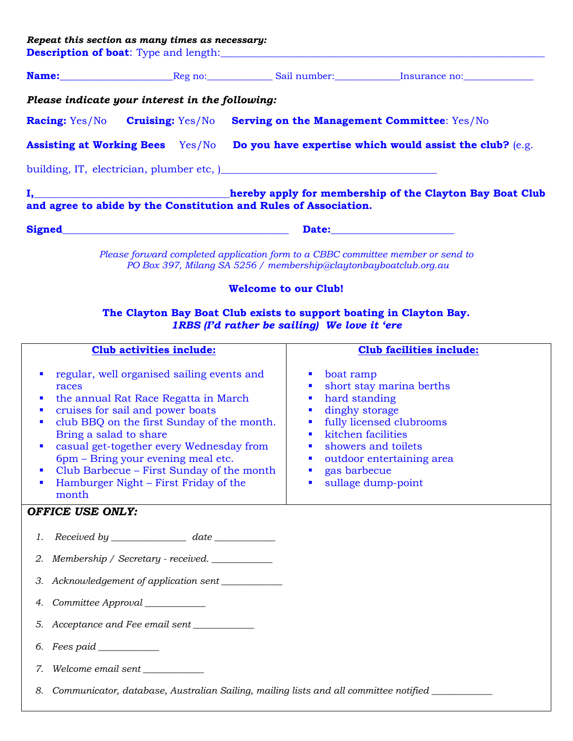***Repeat this section as many times as necessary:***
**Description of boat**: Type and length:_______________________________________________________________

**Name:**______________________Reg no:____________ Sail number:____________Insurance no:_____________

***Please indicate your interest in the following:***

**Racing:** Yes/No **Cruising:** Yes/No **Serving on the Management Committee**: Yes/No

**Assisting at Working Bees** Yes/No **Do you have expertise which would assist the club?** (e.g. building, IT, electrician, plumber etc, )________________________________________

**I,____________________________________hereby apply for membership of the Clayton Bay Boat Club and agree to abide by the Constitution and Rules of Association.**

**Signed**____________________________________________ **Date:**_______________________

*Please forward completed application form to a CBBC committee member or send to PO Box 397, Milang SA 5256 / membership@claytonbayboatclub.org.au*

**Welcome to our Club!**

**The Clayton Bay Boat Club exists to support boating in Clayton Bay.**
***1RBS (I'd rather be sailing) We love it 'ere***

| Club activities include: | Club facilities include: |
|---|---|
| ▪ regular, well organised sailing events and races<br>▪ the annual Rat Race Regatta in March<br>▪ cruises for sail and power boats<br>▪ club BBQ on the first Sunday of the month. Bring a salad to share<br>▪ casual get-together every Wednesday from 6pm – Bring your evening meal etc.<br>▪ Club Barbecue – First Sunday of the month<br>▪ Hamburger Night – First Friday of the month | ▪ boat ramp<br>▪ short stay marina berths<br>▪ hard standing<br>▪ dinghy storage<br>▪ fully licensed clubrooms<br>▪ kitchen facilities<br>▪ showers and toilets<br>▪ outdoor entertaining area<br>▪ gas barbecue<br>▪ sullage dump-point |

***OFFICE USE ONLY:***

1. *Received by _______________ date ____________*
2. *Membership / Secretary - received. ____________*
3. *Acknowledgement of application sent ____________*
4. *Committee Approval ____________*
5. *Acceptance and Fee email sent ____________*
6. *Fees paid ____________*
7. *Welcome email sent ____________*
8. *Communicator, database, Australian Sailing, mailing lists and all committee notified ____________*